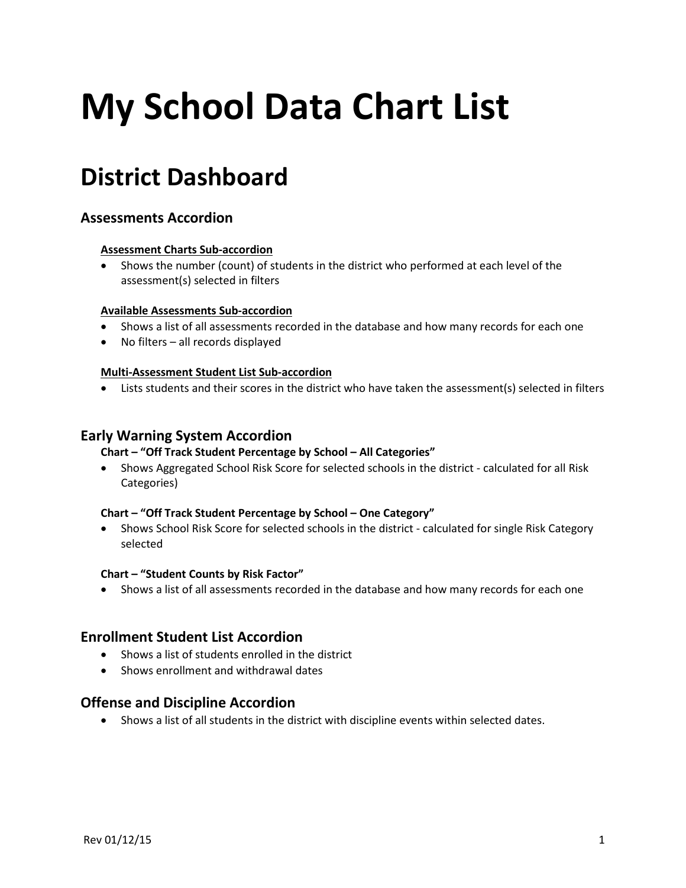# My School Data Chart List

# District Dashboard

### Assessments Accordion

#### Assessment Charts Sub-accordion

- Shows the number (count) of students in the district who performed at each level of the assessment(s) selected in filters

#### Available Assessments Sub-accordion

- Shows a list of all assessments recorded in the database and how many records for each one
- No filters – all records displayed

#### Multi-Assessment Student List Sub-accordion

- Lists students and their scores in the district who have taken the assessment(s) selected in filters

### Early Warning System Accordion

**Chart – "Off Track Student Percentage by School – All Categories"**

- Shows Aggregated School Risk Score for selected schools in the district - calculated for all Risk Categories)

**Chart – "Off Track Student Percentage by School – One Category"**

- Shows School Risk Score for selected schools in the district - calculated for single Risk Category selected

**Chart – "Student Counts by Risk Factor"**

- Shows a list of all assessments recorded in the database and how many records for each one

### Enrollment Student List Accordion

- Shows a list of students enrolled in the district
- Shows enrollment and withdrawal dates

### Offense and Discipline Accordion

- Shows a list of all students in the district with discipline events within selected dates.

Rev 01/12/15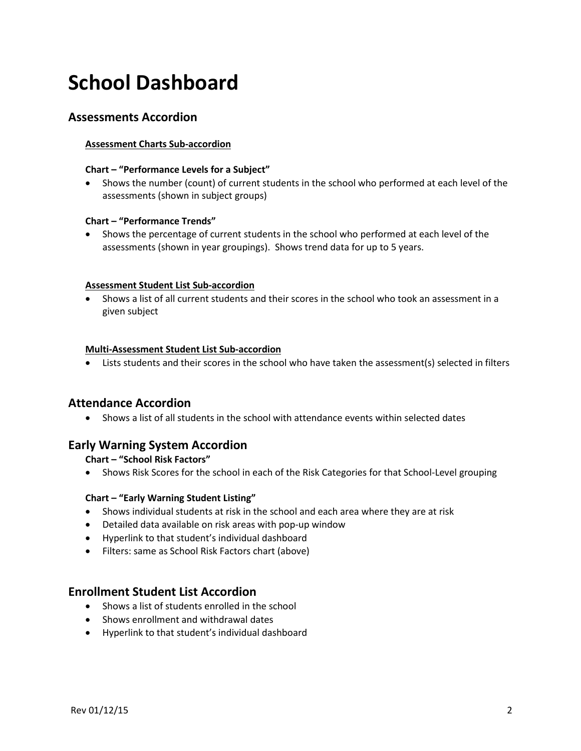# School Dashboard

## Assessments Accordion

**Assessment Charts Sub-accordion**

**Chart – "Performance Levels for a Subject"**

- Shows the number (count) of current students in the school who performed at each level of the assessments (shown in subject groups)

**Chart – "Performance Trends"**

- Shows the percentage of current students in the school who performed at each level of the assessments (shown in year groupings). Shows trend data for up to 5 years.

**Assessment Student List Sub-accordion**

- Shows a list of all current students and their scores in the school who took an assessment in a given subject

**Multi-Assessment Student List Sub-accordion**

- Lists students and their scores in the school who have taken the assessment(s) selected in filters

## Attendance Accordion

- Shows a list of all students in the school with attendance events within selected dates

## Early Warning System Accordion

**Chart – "School Risk Factors"**

- Shows Risk Scores for the school in each of the Risk Categories for that School-Level grouping

**Chart – "Early Warning Student Listing"**

- Shows individual students at risk in the school and each area where they are at risk
- Detailed data available on risk areas with pop-up window
- Hyperlink to that student's individual dashboard
- Filters: same as School Risk Factors chart (above)

## Enrollment Student List Accordion

- Shows a list of students enrolled in the school
- Shows enrollment and withdrawal dates
- Hyperlink to that student's individual dashboard

Rev 01/12/15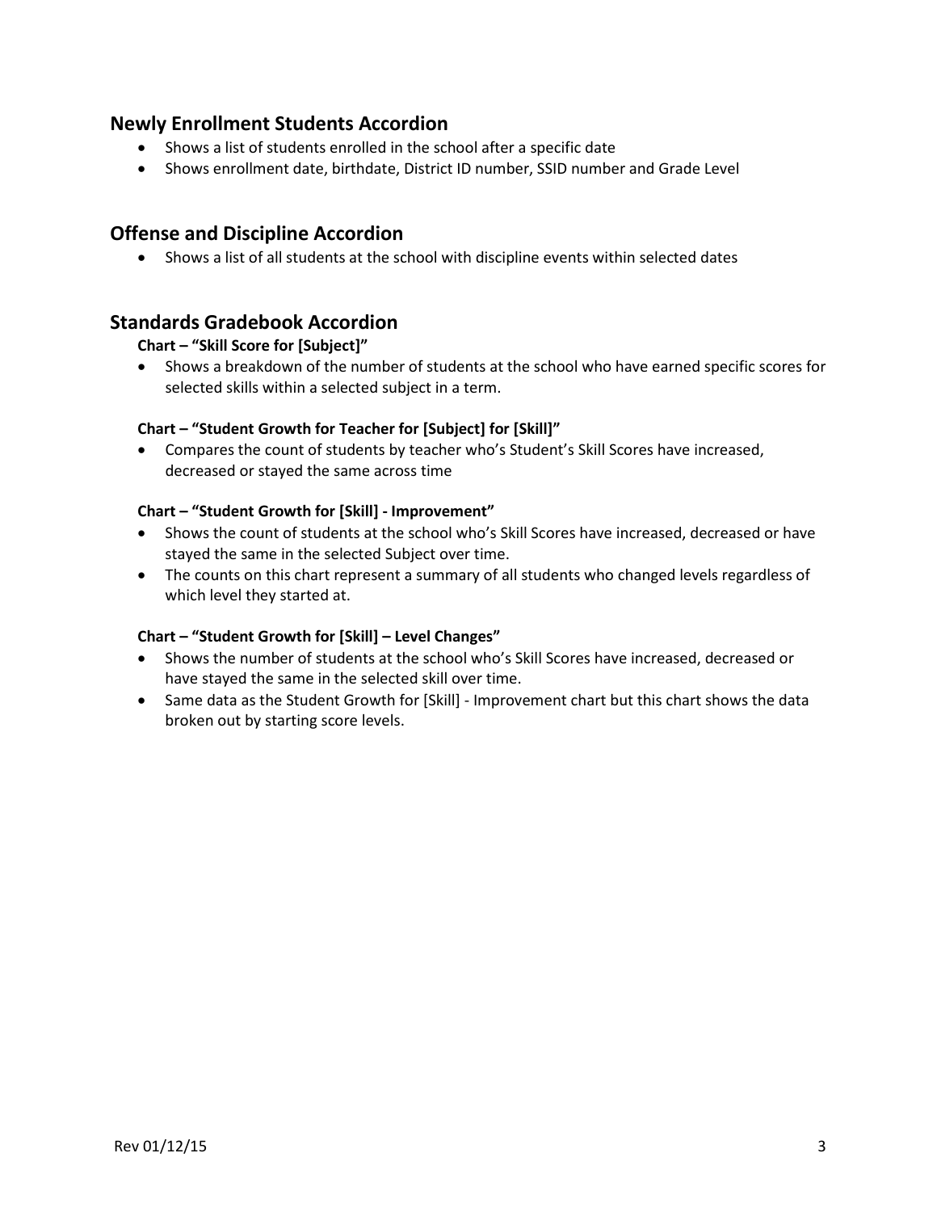## Newly Enrollment Students Accordion

- Shows a list of students enrolled in the school after a specific date
- Shows enrollment date, birthdate, District ID number, SSID number and Grade Level

## Offense and Discipline Accordion

- Shows a list of all students at the school with discipline events within selected dates

## Standards Gradebook Accordion

**Chart – "Skill Score for [Subject]"**

- Shows a breakdown of the number of students at the school who have earned specific scores for selected skills within a selected subject in a term.

**Chart – "Student Growth for Teacher for [Subject] for [Skill]"**

- Compares the count of students by teacher who's Student's Skill Scores have increased, decreased or stayed the same across time

**Chart – "Student Growth for [Skill] - Improvement"**

- Shows the count of students at the school who's Skill Scores have increased, decreased or have stayed the same in the selected Subject over time.
- The counts on this chart represent a summary of all students who changed levels regardless of which level they started at.

**Chart – "Student Growth for [Skill] – Level Changes"**

- Shows the number of students at the school who's Skill Scores have increased, decreased or have stayed the same in the selected skill over time.
- Same data as the Student Growth for [Skill] - Improvement chart but this chart shows the data broken out by starting score levels.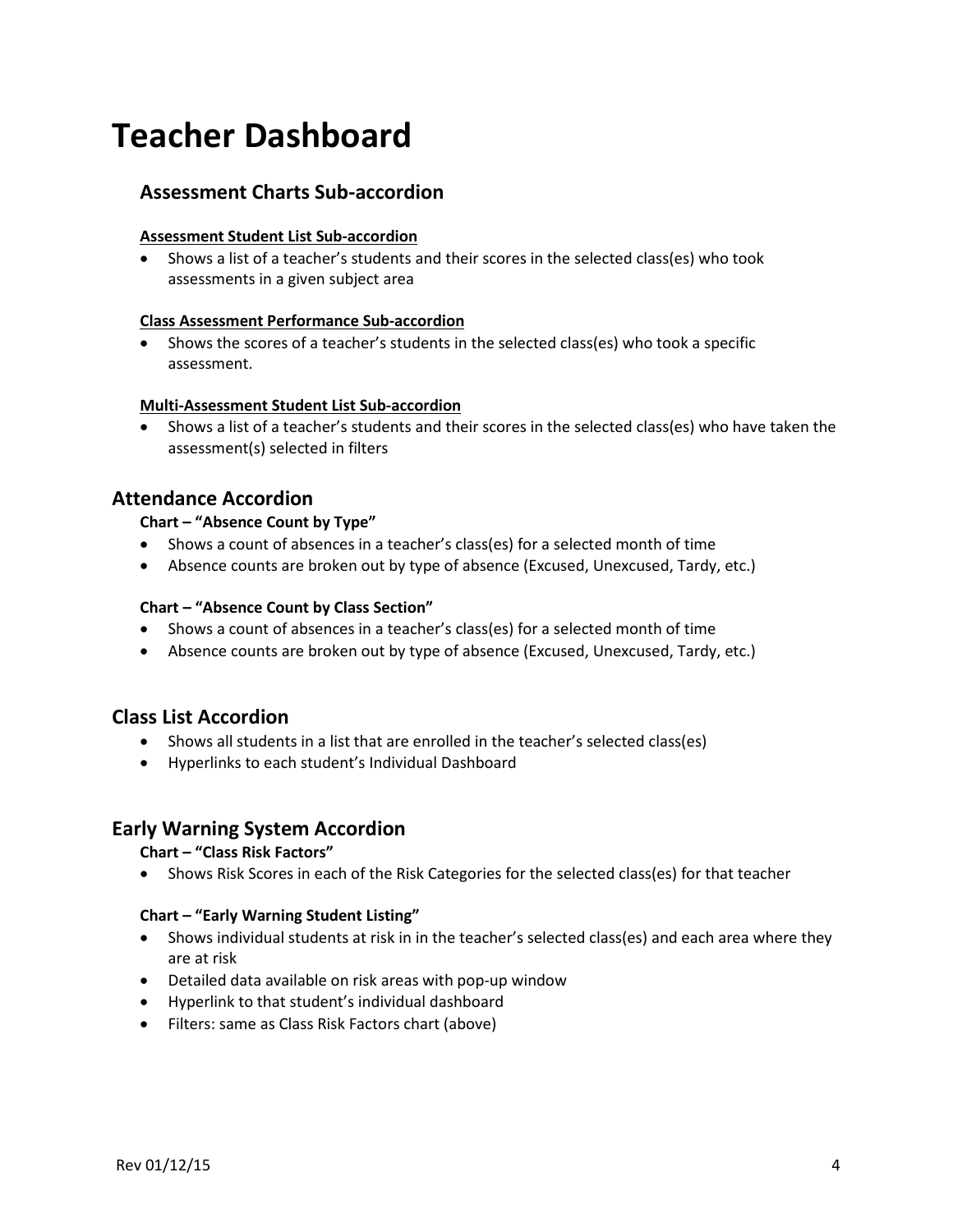# Teacher Dashboard

### Assessment Charts Sub-accordion

**Assessment Student List Sub-accordion**

- Shows a list of a teacher's students and their scores in the selected class(es) who took assessments in a given subject area

**Class Assessment Performance Sub-accordion**

- Shows the scores of a teacher's students in the selected class(es) who took a specific assessment.

**Multi-Assessment Student List Sub-accordion**

- Shows a list of a teacher's students and their scores in the selected class(es) who have taken the assessment(s) selected in filters

## Attendance Accordion

**Chart – "Absence Count by Type"**

- Shows a count of absences in a teacher's class(es) for a selected month of time
- Absence counts are broken out by type of absence (Excused, Unexcused, Tardy, etc.)

**Chart – "Absence Count by Class Section"**

- Shows a count of absences in a teacher's class(es) for a selected month of time
- Absence counts are broken out by type of absence (Excused, Unexcused, Tardy, etc.)

## Class List Accordion

- Shows all students in a list that are enrolled in the teacher's selected class(es)
- Hyperlinks to each student's Individual Dashboard

## Early Warning System Accordion

**Chart – "Class Risk Factors"**

- Shows Risk Scores in each of the Risk Categories for the selected class(es) for that teacher

**Chart – "Early Warning Student Listing"**

- Shows individual students at risk in in the teacher's selected class(es) and each area where they are at risk
- Detailed data available on risk areas with pop-up window
- Hyperlink to that student's individual dashboard
- Filters: same as Class Risk Factors chart (above)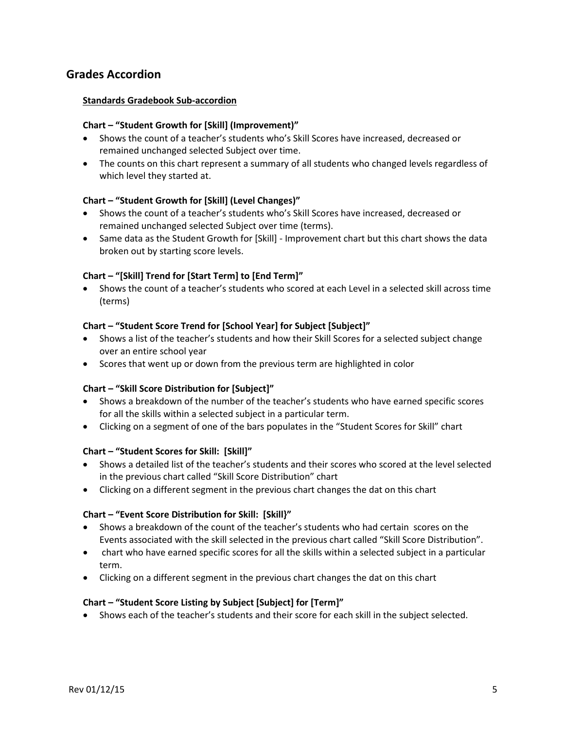## Grades Accordion

**Standards Gradebook Sub-accordion**

**Chart – "Student Growth for [Skill] (Improvement)"**

- Shows the count of a teacher's students who's Skill Scores have increased, decreased or remained unchanged selected Subject over time.
- The counts on this chart represent a summary of all students who changed levels regardless of which level they started at.

**Chart – "Student Growth for [Skill] (Level Changes)"**

- Shows the count of a teacher's students who's Skill Scores have increased, decreased or remained unchanged selected Subject over time (terms).
- Same data as the Student Growth for [Skill] - Improvement chart but this chart shows the data broken out by starting score levels.

**Chart – "[Skill] Trend for [Start Term] to [End Term]"**

- Shows the count of a teacher's students who scored at each Level in a selected skill across time (terms)

**Chart – "Student Score Trend for [School Year] for Subject [Subject]"**

- Shows a list of the teacher's students and how their Skill Scores for a selected subject change over an entire school year
- Scores that went up or down from the previous term are highlighted in color

**Chart – "Skill Score Distribution for [Subject]"**

- Shows a breakdown of the number of the teacher's students who have earned specific scores for all the skills within a selected subject in a particular term.
- Clicking on a segment of one of the bars populates in the "Student Scores for Skill" chart

**Chart – "Student Scores for Skill: [Skill]"**

- Shows a detailed list of the teacher's students and their scores who scored at the level selected in the previous chart called "Skill Score Distribution" chart
- Clicking on a different segment in the previous chart changes the dat on this chart

**Chart – "Event Score Distribution for Skill: [Skill}"**

- Shows a breakdown of the count of the teacher's students who had certain scores on the Events associated with the skill selected in the previous chart called "Skill Score Distribution".
- chart who have earned specific scores for all the skills within a selected subject in a particular term.
- Clicking on a different segment in the previous chart changes the dat on this chart

**Chart – "Student Score Listing by Subject [Subject] for [Term]"**

- Shows each of the teacher's students and their score for each skill in the subject selected.

Rev 01/12/15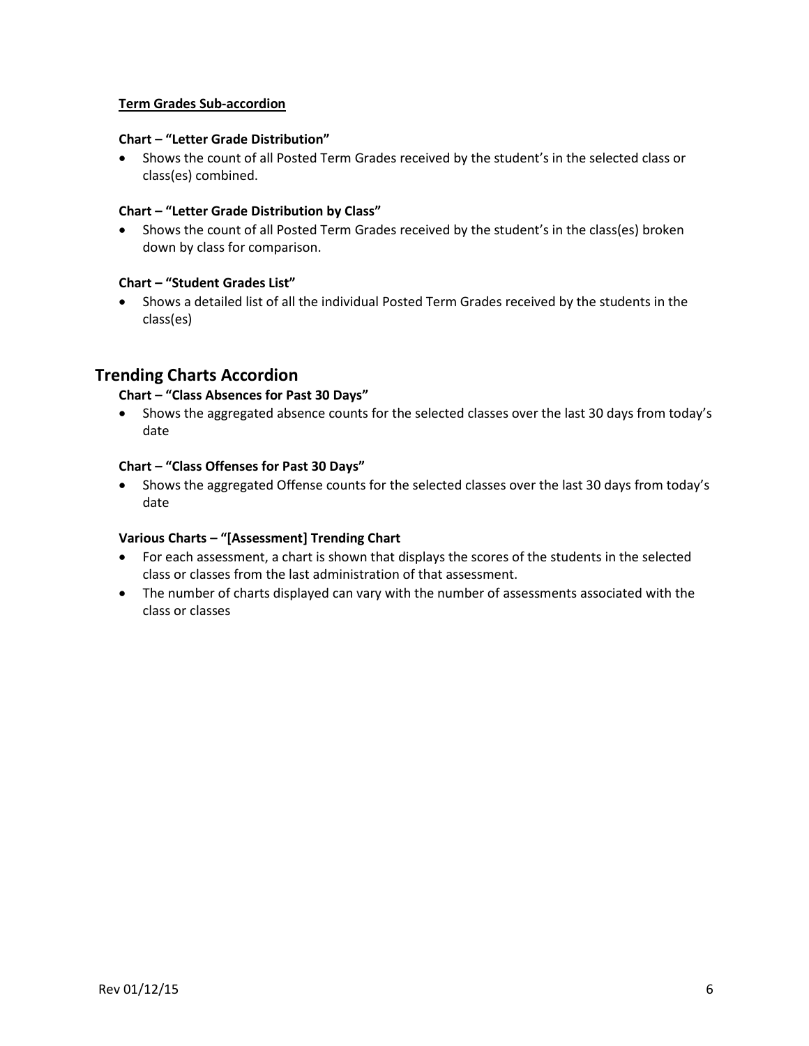**Term Grades Sub-accordion**

#### Chart – "Letter Grade Distribution"

- Shows the count of all Posted Term Grades received by the student's in the selected class or class(es) combined.

#### Chart – "Letter Grade Distribution by Class"

- Shows the count of all Posted Term Grades received by the student's in the class(es) broken down by class for comparison.

#### Chart – "Student Grades List"

- Shows a detailed list of all the individual Posted Term Grades received by the students in the class(es)

## Trending Charts Accordion

#### Chart – "Class Absences for Past 30 Days"

- Shows the aggregated absence counts for the selected classes over the last 30 days from today's date

#### Chart – "Class Offenses for Past 30 Days"

- Shows the aggregated Offense counts for the selected classes over the last 30 days from today's date

#### Various Charts – "[Assessment] Trending Chart

- For each assessment, a chart is shown that displays the scores of the students in the selected class or classes from the last administration of that assessment.
- The number of charts displayed can vary with the number of assessments associated with the class or classes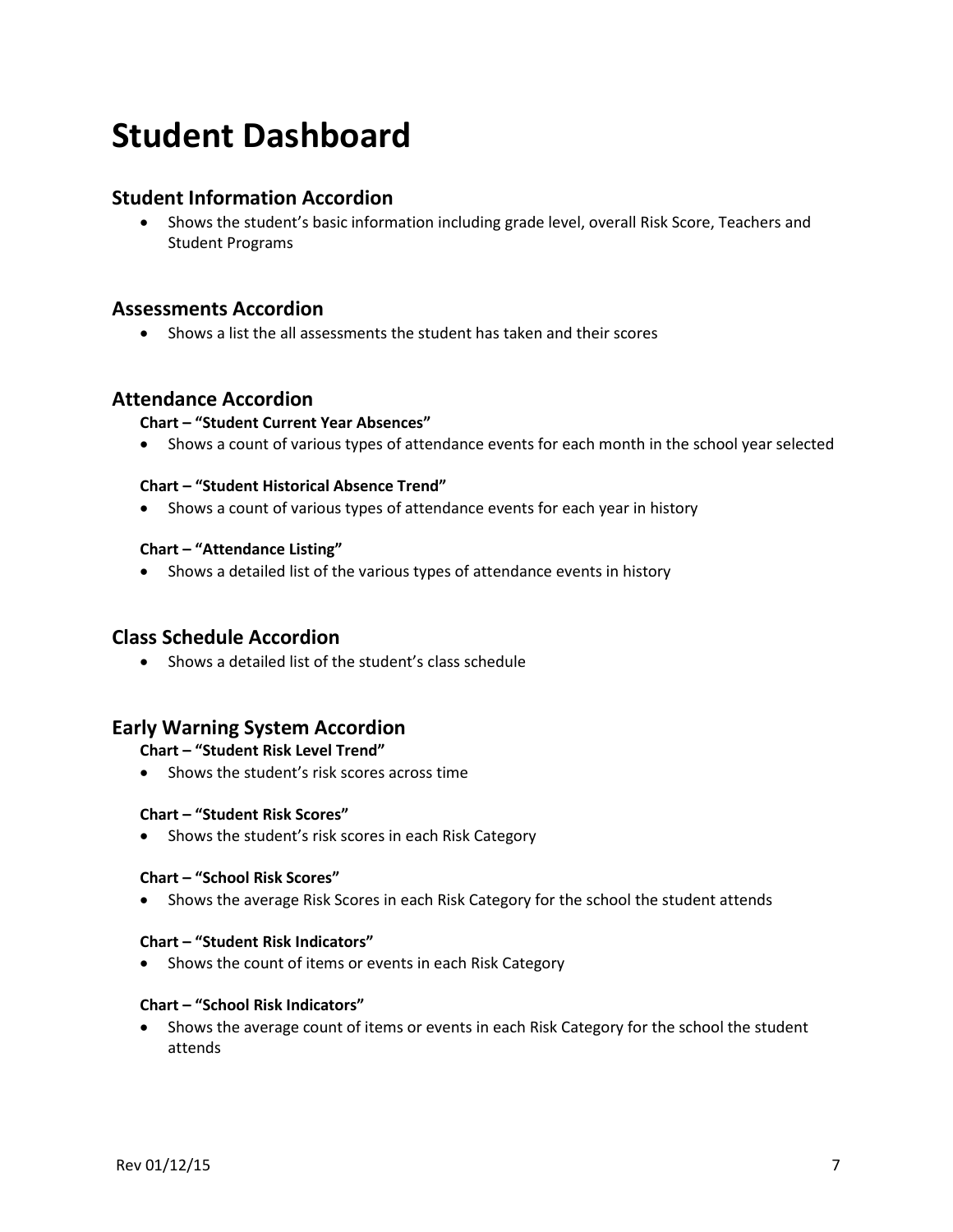# Student Dashboard

## Student Information Accordion

- Shows the student's basic information including grade level, overall Risk Score, Teachers and Student Programs

## Assessments Accordion

- Shows a list the all assessments the student has taken and their scores

## Attendance Accordion

#### Chart – "Student Current Year Absences"

- Shows a count of various types of attendance events for each month in the school year selected

#### Chart – "Student Historical Absence Trend"

- Shows a count of various types of attendance events for each year in history

#### Chart – "Attendance Listing"

- Shows a detailed list of the various types of attendance events in history

## Class Schedule Accordion

- Shows a detailed list of the student's class schedule

## Early Warning System Accordion

#### Chart – "Student Risk Level Trend"

- Shows the student's risk scores across time

#### Chart – "Student Risk Scores"

- Shows the student's risk scores in each Risk Category

#### Chart – "School Risk Scores"

- Shows the average Risk Scores in each Risk Category for the school the student attends

#### Chart – "Student Risk Indicators"

- Shows the count of items or events in each Risk Category

#### Chart – "School Risk Indicators"

- Shows the average count of items or events in each Risk Category for the school the student attends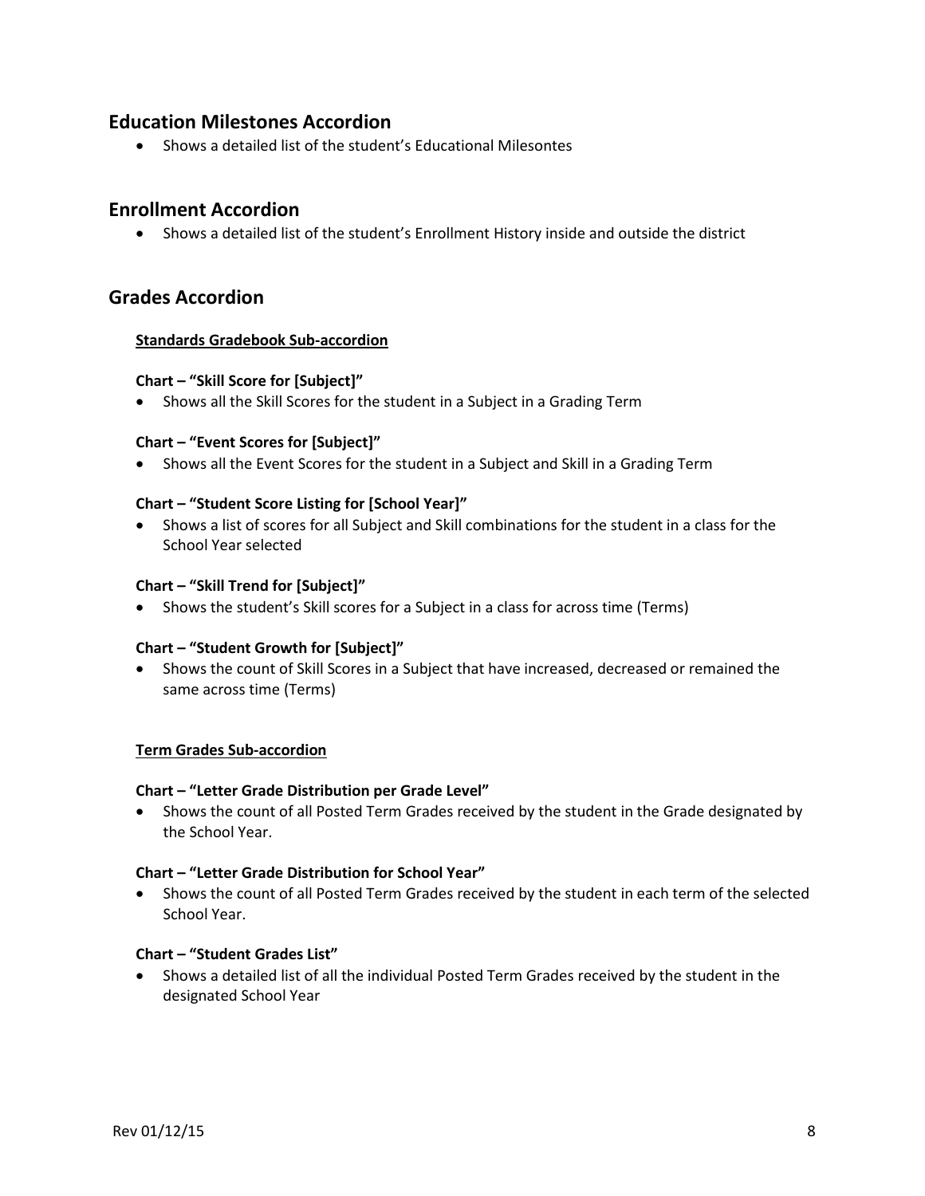## Education Milestones Accordion

- Shows a detailed list of the student's Educational Milesontes

## Enrollment Accordion

- Shows a detailed list of the student's Enrollment History inside and outside the district

## Grades Accordion

**Standards Gradebook Sub-accordion**

**Chart – "Skill Score for [Subject]"**

- Shows all the Skill Scores for the student in a Subject in a Grading Term

**Chart – "Event Scores for [Subject]"**

- Shows all the Event Scores for the student in a Subject and Skill in a Grading Term

**Chart – "Student Score Listing for [School Year]"**

- Shows a list of scores for all Subject and Skill combinations for the student in a class for the School Year selected

**Chart – "Skill Trend for [Subject]"**

- Shows the student's Skill scores for a Subject in a class for across time (Terms)

**Chart – "Student Growth for [Subject]"**

- Shows the count of Skill Scores in a Subject that have increased, decreased or remained the same across time (Terms)

**Term Grades Sub-accordion**

**Chart – "Letter Grade Distribution per Grade Level"**

- Shows the count of all Posted Term Grades received by the student in the Grade designated by the School Year.

**Chart – "Letter Grade Distribution for School Year"**

- Shows the count of all Posted Term Grades received by the student in each term of the selected School Year.

**Chart – "Student Grades List"**

- Shows a detailed list of all the individual Posted Term Grades received by the student in the designated School Year

Rev 01/12/15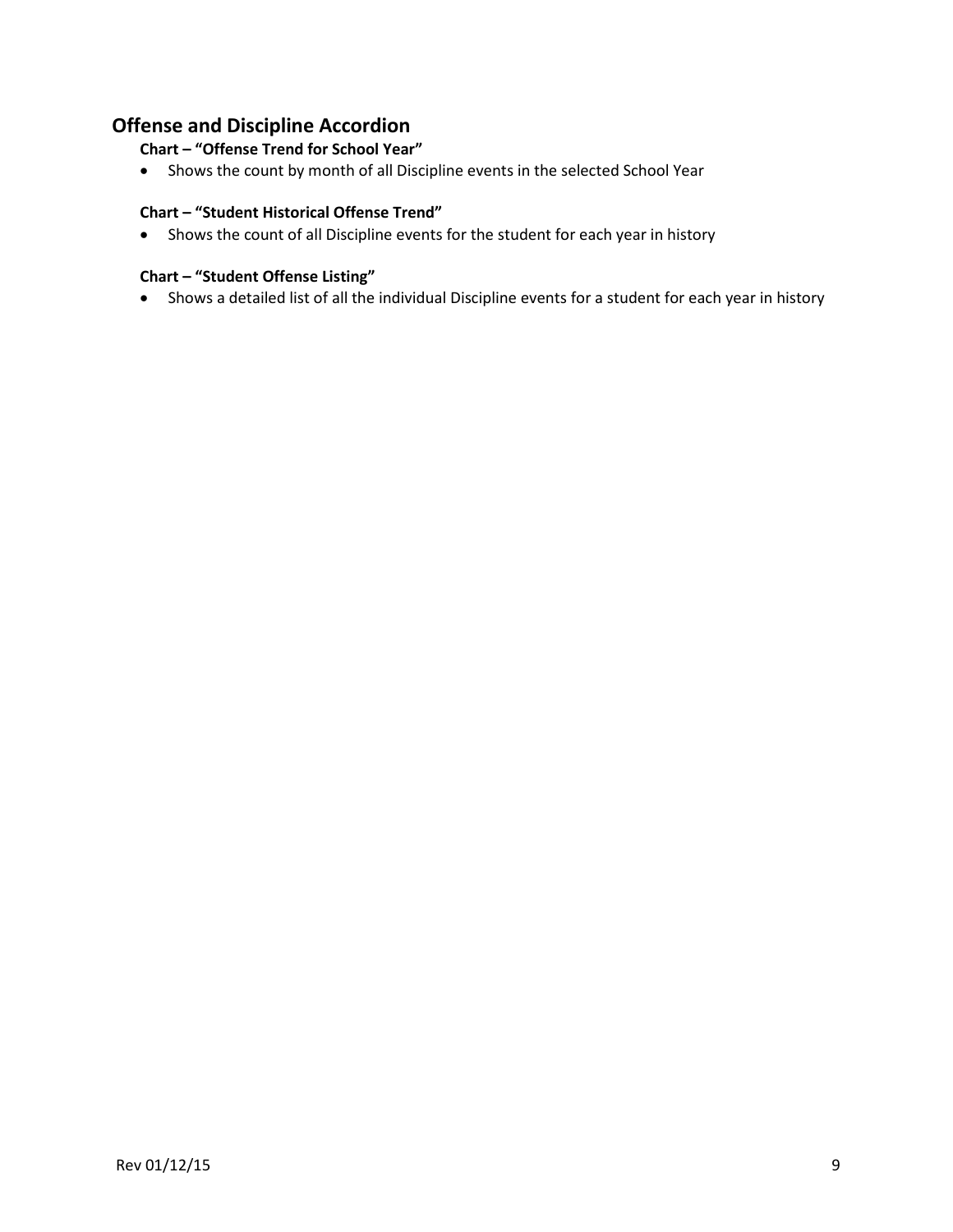## Offense and Discipline Accordion

### Chart – "Offense Trend for School Year"

- Shows the count by month of all Discipline events in the selected School Year

### Chart – "Student Historical Offense Trend"

- Shows the count of all Discipline events for the student for each year in history

### Chart – "Student Offense Listing"

- Shows a detailed list of all the individual Discipline events for a student for each year in history